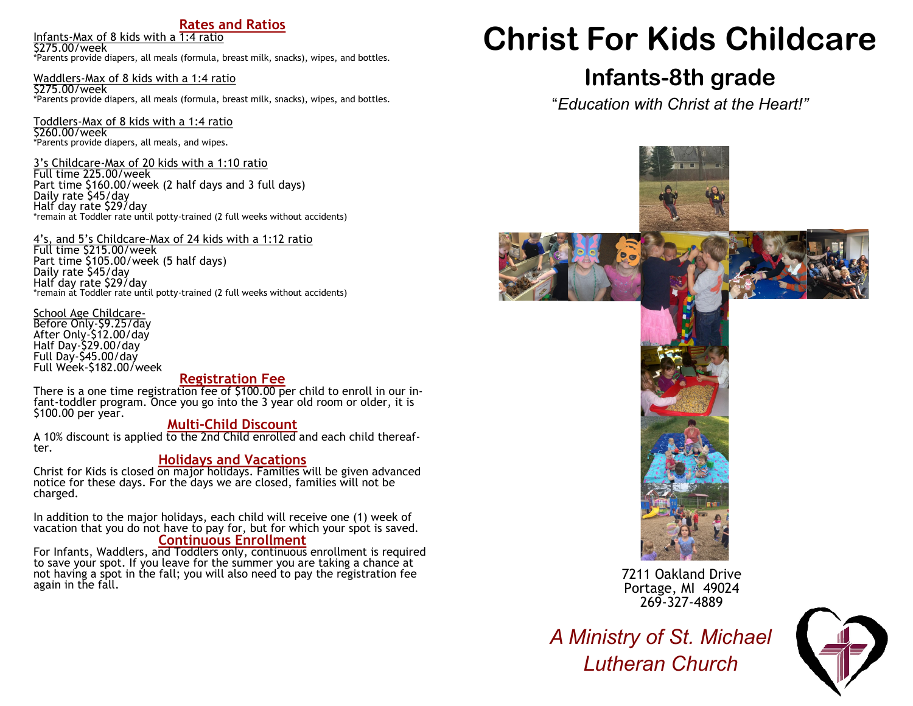## Rates and Ratios

Infants-Max of 8 kids with a 1:4 ratio
$275.00/week
*Parents provide diapers, all meals (formula, breast milk, snacks), wipes, and bottles.

Waddlers-Max of 8 kids with a 1:4 ratio
$275.00/week
*Parents provide diapers, all meals (formula, breast milk, snacks), wipes, and bottles.

Toddlers-Max of 8 kids with a 1:4 ratio
$260.00/week
*Parents provide diapers, all meals, and wipes.

3's Childcare-Max of 20 kids with a 1:10 ratio
Full time 225.00/week
Part time $160.00/week (2 half days and 3 full days)
Daily rate $45/day
Half day rate $29/day
*remain at Toddler rate until potty-trained (2 full weeks without accidents)

4's, and 5's Childcare–Max of 24 kids with a 1:12 ratio
Full time $215.00/week
Part time $105.00/week (5 half days)
Daily rate $45/day
Half day rate $29/day
*remain at Toddler rate until potty-trained (2 full weeks without accidents)

School Age Childcare-
Before Only-$9.25/day
After Only-$12.00/day
Half Day-$29.00/day
Full Day-$45.00/day
Full Week-$182.00/week

## Registration Fee

There is a one time registration fee of $100.00 per child to enroll in our infant-toddler program. Once you go into the 3 year old room or older, it is $100.00 per year.

## Multi-Child Discount

A 10% discount is applied to the 2nd Child enrolled and each child thereafter.

## Holidays and Vacations

Christ for Kids is closed on major holidays. Families will be given advanced notice for these days. For the days we are closed, families will not be charged.

In addition to the major holidays, each child will receive one (1) week of vacation that you do not have to pay for, but for which your spot is saved.

## Continuous Enrollment

For Infants, Waddlers, and Toddlers only, continuous enrollment is required to save your spot. If you leave for the summer you are taking a chance at not having a spot in the fall; you will also need to pay the registration fee again in the fall.

# Christ For Kids Childcare

## Infants-8th grade

*"Education with Christ at the Heart!"*

7211 Oakland Drive
Portage, MI 49024
269-327-4889

*A Ministry of St. Michael Lutheran Church*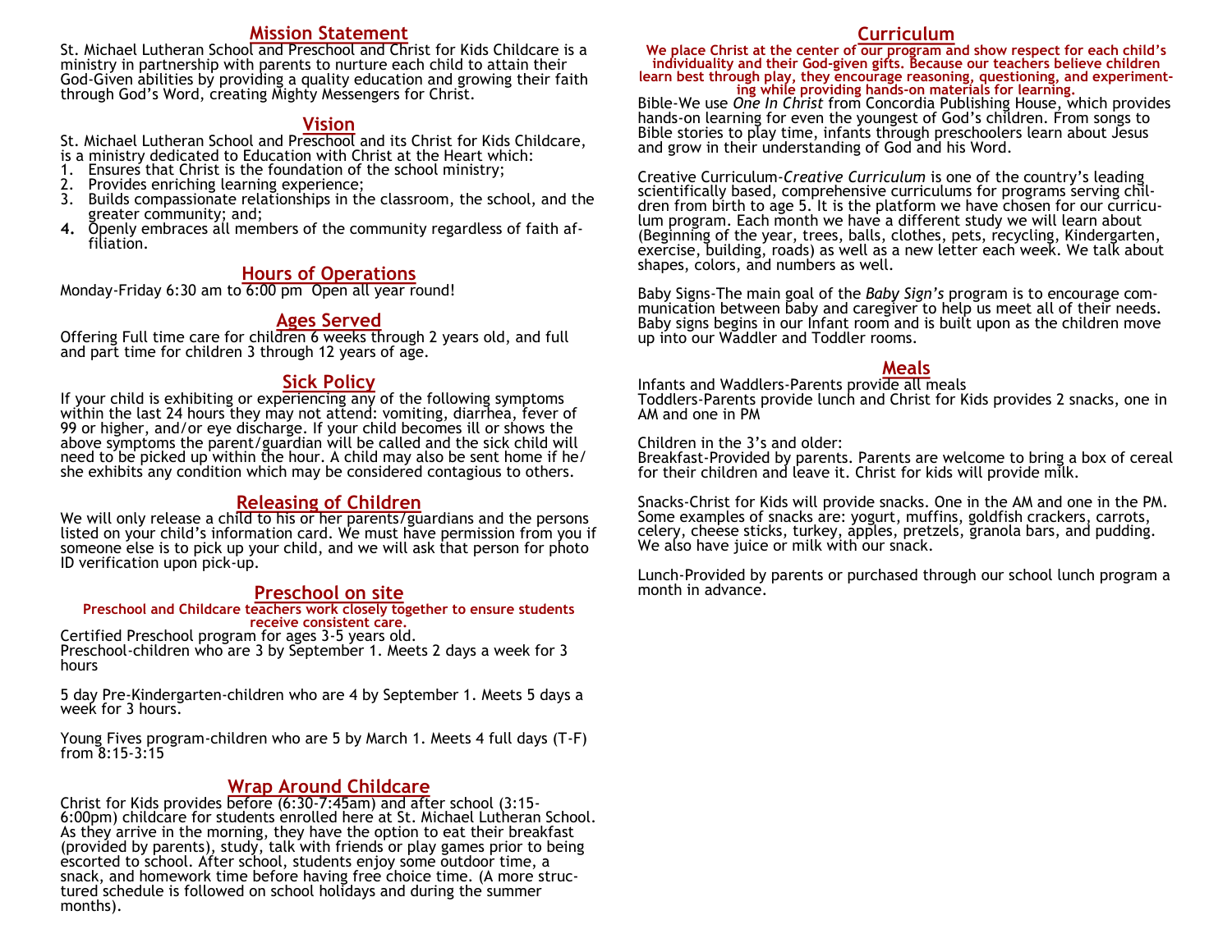## Mission Statement

St. Michael Lutheran School and Preschool and Christ for Kids Childcare is a ministry in partnership with parents to nurture each child to attain their God-Given abilities by providing a quality education and growing their faith through God's Word, creating Mighty Messengers for Christ.

## Vision

St. Michael Lutheran School and Preschool and its Christ for Kids Childcare, is a ministry dedicated to Education with Christ at the Heart which:

1. Ensures that Christ is the foundation of the school ministry;
2. Provides enriching learning experience;
3. Builds compassionate relationships in the classroom, the school, and the greater community; and;
4. Openly embraces all members of the community regardless of faith affiliation.

## Hours of Operations

Monday-Friday 6:30 am to 6:00 pm  Open all year round!

## Ages Served

Offering Full time care for children 6 weeks through 2 years old, and full and part time for children 3 through 12 years of age.

## Sick Policy

If your child is exhibiting or experiencing any of the following symptoms within the last 24 hours they may not attend: vomiting, diarrhea, fever of 99 or higher, and/or eye discharge. If your child becomes ill or shows the above symptoms the parent/guardian will be called and the sick child will need to be picked up within the hour. A child may also be sent home if he/she exhibits any condition which may be considered contagious to others.

## Releasing of Children

We will only release a child to his or her parents/guardians and the persons listed on your child's information card. We must have permission from you if someone else is to pick up your child, and we will ask that person for photo ID verification upon pick-up.

## Preschool on site

**Preschool and Childcare teachers work closely together to ensure students receive consistent care.**

Certified Preschool program for ages 3-5 years old.
Preschool-children who are 3 by September 1. Meets 2 days a week for 3 hours

5 day Pre-Kindergarten-children who are 4 by September 1. Meets 5 days a week for 3 hours.

Young Fives program-children who are 5 by March 1. Meets 4 full days (T-F) from 8:15-3:15

## Wrap Around Childcare

Christ for Kids provides before (6:30-7:45am) and after school (3:15-6:00pm) childcare for students enrolled here at St. Michael Lutheran School. As they arrive in the morning, they have the option to eat their breakfast (provided by parents), study, talk with friends or play games prior to being escorted to school. After school, students enjoy some outdoor time, a snack, and homework time before having free choice time. (A more structured schedule is followed on school holidays and during the summer months).

## Curriculum

**We place Christ at the center of our program and show respect for each child's individuality and their God-given gifts. Because our teachers believe children learn best through play, they encourage reasoning, questioning, and experimenting while providing hands-on materials for learning.**

Bible-We use *One In Christ* from Concordia Publishing House, which provides hands-on learning for even the youngest of God's children. From songs to Bible stories to play time, infants through preschoolers learn about Jesus and grow in their understanding of God and his Word.

Creative Curriculum-*Creative Curriculum* is one of the country's leading scientifically based, comprehensive curriculums for programs serving children from birth to age 5. It is the platform we have chosen for our curriculum program. Each month we have a different study we will learn about (Beginning of the year, trees, balls, clothes, pets, recycling, Kindergarten, exercise, building, roads) as well as a new letter each week. We talk about shapes, colors, and numbers as well.

Baby Signs-The main goal of the *Baby Sign's* program is to encourage communication between baby and caregiver to help us meet all of their needs. Baby signs begins in our Infant room and is built upon as the children move up into our Waddler and Toddler rooms.

## Meals

Infants and Waddlers-Parents provide all meals
Toddlers-Parents provide lunch and Christ for Kids provides 2 snacks, one in AM and one in PM

Children in the 3's and older:
Breakfast-Provided by parents. Parents are welcome to bring a box of cereal for their children and leave it. Christ for kids will provide milk.

Snacks-Christ for Kids will provide snacks. One in the AM and one in the PM. Some examples of snacks are: yogurt, muffins, goldfish crackers, carrots, celery, cheese sticks, turkey, apples, pretzels, granola bars, and pudding. We also have juice or milk with our snack.

Lunch-Provided by parents or purchased through our school lunch program a month in advance.